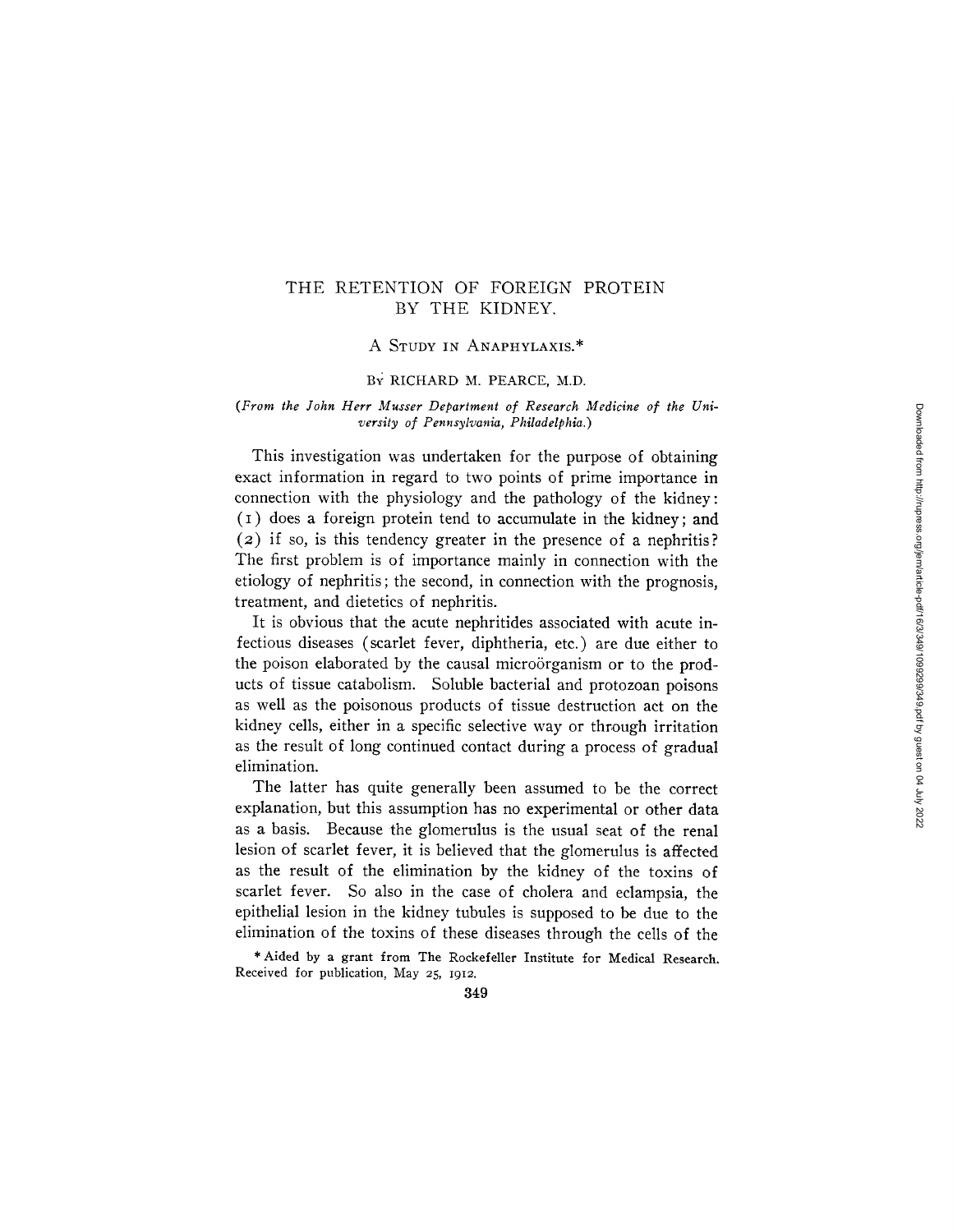# THE RETENTION OF FOREIGN PROTEIN BY THE KIDNEY.

## A STUDY IN ANAPHYLAXIS.*

BY RICHARD M. PEARCE, M.D.

*(From the John Herr Musser Department of Research Medicine of the University of Pennsylvania, Philadelphia.)*

This investigation was undertaken for the purpose of obtaining exact information in regard to two points of prime importance in connection with the physiology and the pathology of the kidney: (1) does a foreign protein tend to accumulate in the kidney; and (2) if so, is this tendency greater in the presence of a nephritis? The first problem is of importance mainly in connection with the etiology of nephritis; the second, in connection with the prognosis, treatment, and dietetics of nephritis.

It is obvious that the acute nephritides associated with acute infectious diseases (scarlet fever, diphtheria, etc.) are due either to the poison elaborated by the causal microörganism or to the products of tissue catabolism. Soluble bacterial and protozoan poisons as well as the poisonous products of tissue destruction act on the kidney cells, either in a specific selective way or through irritation as the result of long continued contact during a process of gradual elimination.

The latter has quite generally been assumed to be the correct explanation, but this assumption has no experimental or other data as a basis. Because the glomerulus is the usual seat of the renal lesion of scarlet fever, it is believed that the glomerulus is affected as the result of the elimination by the kidney of the toxins of scarlet fever. So also in the case of cholera and eclampsia, the epithelial lesion in the kidney tubules is supposed to be due to the elimination of the toxins of these diseases through the cells of the

* Aided by a grant from The Rockefeller Institute for Medical Research. Received for publication, May 25, 1912.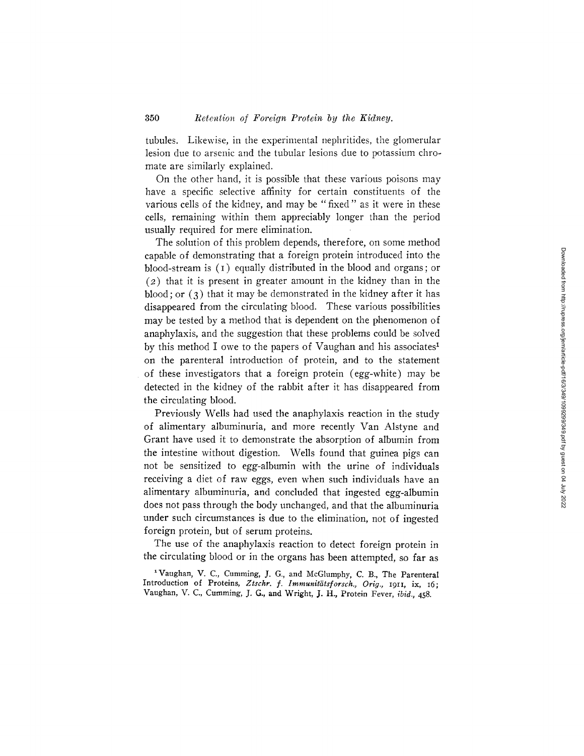tubules. Likewise, in the experimental nephritides, the glomerular lesion due to arsenic and the tubular lesions due to potassium chromate are similarly explained.

On the other hand, it is possible that these various poisons may have a specific selective affinity for certain constituents of the various cells of the kidney, and may be "fixed" as it were in these cells, remaining within them appreciably longer than the period usually required for mere elimination.

The solution of this problem depends, therefore, on some method capable of demonstrating that a foreign protein introduced into the blood-stream is (1) equally distributed in the blood and organs; or (2) that it is present in greater amount in the kidney than in the blood; or (3) that it may be demonstrated in the kidney after it has disappeared from the circulating blood. These various possibilities may be tested by a method that is dependent on the phenomenon of anaphylaxis, and the suggestion that these problems could be solved by this method I owe to the papers of Vaughan and his associates[1] on the parenteral introduction of protein, and to the statement of these investigators that a foreign protein (egg-white) may be detected in the kidney of the rabbit after it has disappeared from the circulating blood.

Previously Wells had used the anaphylaxis reaction in the study of alimentary albuminuria, and more recently Van Alstyne and Grant have used it to demonstrate the absorption of albumin from the intestine without digestion. Wells found that guinea pigs can not be sensitized to egg-albumin with the urine of individuals receiving a diet of raw eggs, even when such individuals have an alimentary albuminuria, and concluded that ingested egg-albumin does not pass through the body unchanged, and that the albuminuria under such circumstances is due to the elimination, not of ingested foreign protein, but of serum proteins.

The use of the anaphylaxis reaction to detect foreign protein in the circulating blood or in the organs has been attempted, so far as

[1] Vaughan, V. C., Cumming, J. G., and McGlumphy, C. B., The Parenteral Introduction of Proteins, *Ztschr. f. Immunitätsforsch., Orig.*, 1911, ix, 16; Vaughan, V. C., Cumming, J. G., and Wright, J. H., Protein Fever, *ibid.*, 458.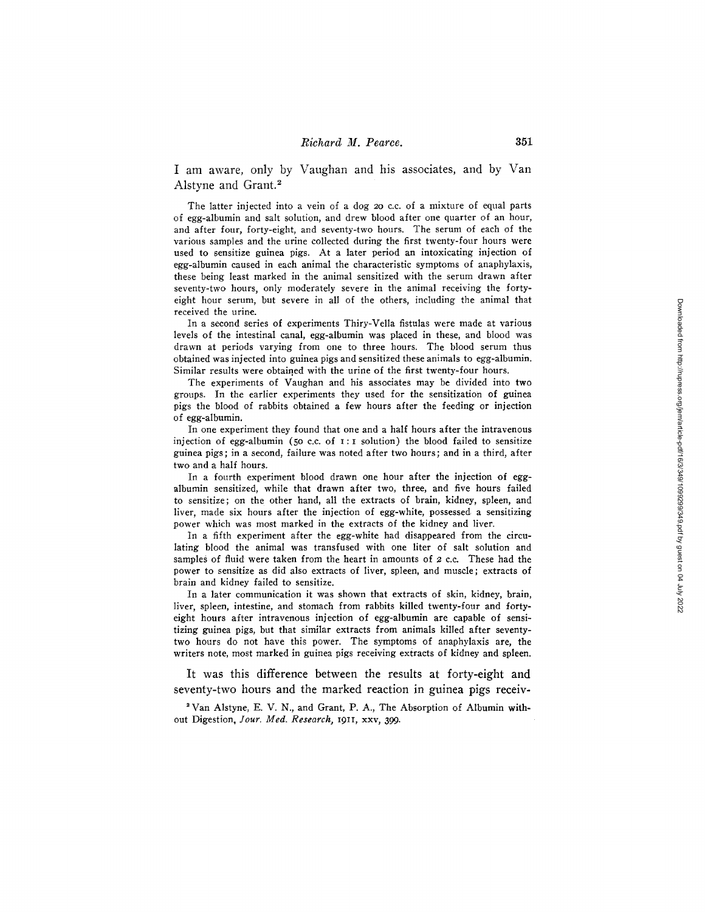I am aware, only by Vaughan and his associates, and by Van Alstyne and Grant.[2]

The latter injected into a vein of a dog 20 c.c. of a mixture of equal parts of egg-albumin and salt solution, and drew blood after one quarter of an hour, and after four, forty-eight, and seventy-two hours. The serum of each of the various samples and the urine collected during the first twenty-four hours were used to sensitize guinea pigs. At a later period an intoxicating injection of egg-albumin caused in each animal the characteristic symptoms of anaphylaxis, these being least marked in the animal sensitized with the serum drawn after seventy-two hours, only moderately severe in the animal receiving the forty-eight hour serum, but severe in all of the others, including the animal that received the urine.

In a second series of experiments Thiry-Vella fistulas were made at various levels of the intestinal canal, egg-albumin was placed in these, and blood was drawn at periods varying from one to three hours. The blood serum thus obtained was injected into guinea pigs and sensitized these animals to egg-albumin. Similar results were obtained with the urine of the first twenty-four hours.

The experiments of Vaughan and his associates may be divided into two groups. In the earlier experiments they used for the sensitization of guinea pigs the blood of rabbits obtained a few hours after the feeding or injection of egg-albumin.

In one experiment they found that one and a half hours after the intravenous injection of egg-albumin (50 c.c. of 1 : 1 solution) the blood failed to sensitize guinea pigs; in a second, failure was noted after two hours; and in a third, after two and a half hours.

In a fourth experiment blood drawn one hour after the injection of egg-albumin sensitized, while that drawn after two, three, and five hours failed to sensitize; on the other hand, all the extracts of brain, kidney, spleen, and liver, made six hours after the injection of egg-white, possessed a sensitizing power which was most marked in the extracts of the kidney and liver.

In a fifth experiment after the egg-white had disappeared from the circulating blood the animal was transfused with one liter of salt solution and samples of fluid were taken from the heart in amounts of 2 c.c. These had the power to sensitize as did also extracts of liver, spleen, and muscle; extracts of brain and kidney failed to sensitize.

In a later communication it was shown that extracts of skin, kidney, brain, liver, spleen, intestine, and stomach from rabbits killed twenty-four and forty-eight hours after intravenous injection of egg-albumin are capable of sensitizing guinea pigs, but that similar extracts from animals killed after seventy-two hours do not have this power. The symptoms of anaphylaxis are, the writers note, most marked in guinea pigs receiving extracts of kidney and spleen.

It was this difference between the results at forty-eight and seventy-two hours and the marked reaction in guinea pigs receiv-

[2] Van Alstyne, E. V. N., and Grant, P. A., The Absorption of Albumin without Digestion, *Jour. Med. Research,* 1911, xxv, 399.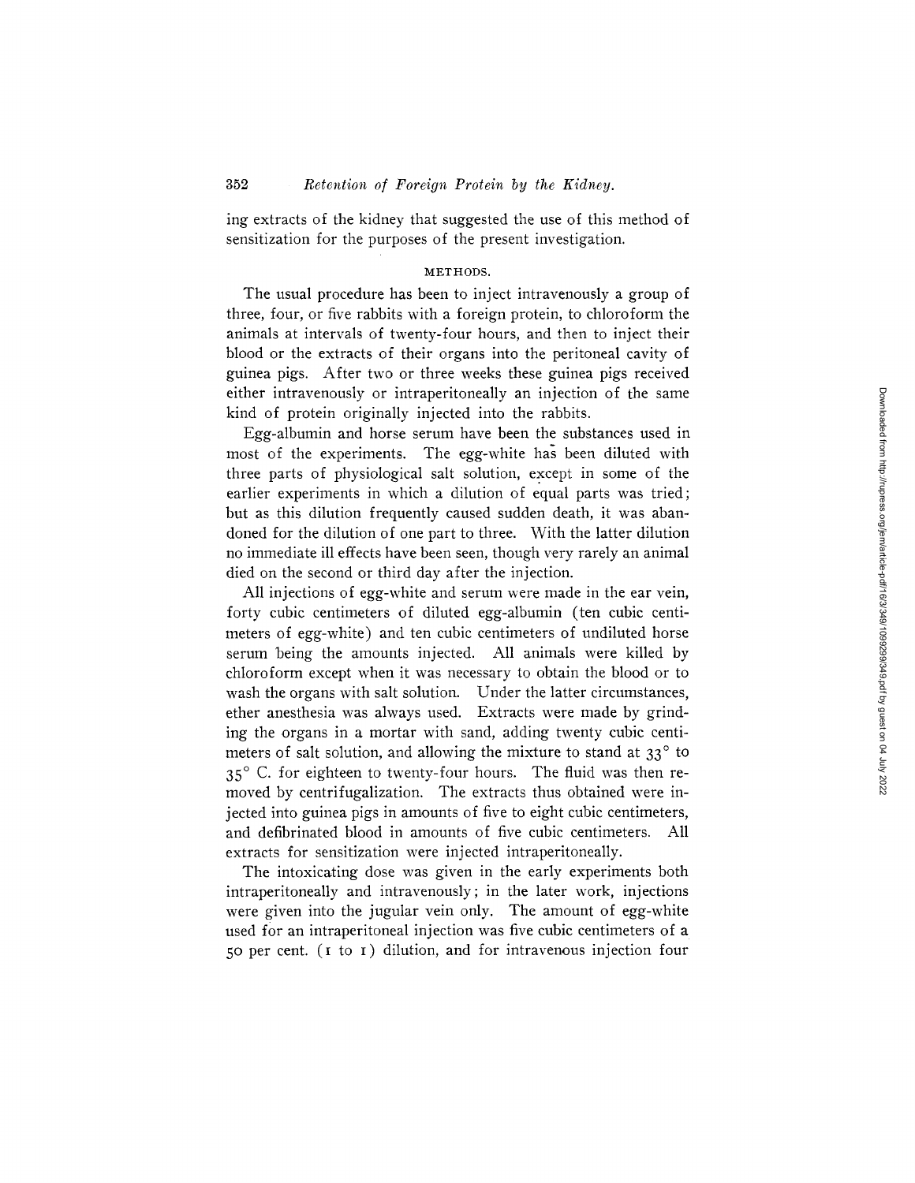ing extracts of the kidney that suggested the use of this method of sensitization for the purposes of the present investigation.

## METHODS.

The usual procedure has been to inject intravenously a group of three, four, or five rabbits with a foreign protein, to chloroform the animals at intervals of twenty-four hours, and then to inject their blood or the extracts of their organs into the peritoneal cavity of guinea pigs. After two or three weeks these guinea pigs received either intravenously or intraperitoneally an injection of the same kind of protein originally injected into the rabbits.

Egg-albumin and horse serum have been the substances used in most of the experiments. The egg-white has been diluted with three parts of physiological salt solution, except in some of the earlier experiments in which a dilution of equal parts was tried; but as this dilution frequently caused sudden death, it was abandoned for the dilution of one part to three. With the latter dilution no immediate ill effects have been seen, though very rarely an animal died on the second or third day after the injection.

All injections of egg-white and serum were made in the ear vein, forty cubic centimeters of diluted egg-albumin (ten cubic centimeters of egg-white) and ten cubic centimeters of undiluted horse serum being the amounts injected. All animals were killed by chloroform except when it was necessary to obtain the blood or to wash the organs with salt solution. Under the latter circumstances, ether anesthesia was always used. Extracts were made by grinding the organs in a mortar with sand, adding twenty cubic centimeters of salt solution, and allowing the mixture to stand at 33° to 35° C. for eighteen to twenty-four hours. The fluid was then removed by centrifugalization. The extracts thus obtained were injected into guinea pigs in amounts of five to eight cubic centimeters, and defibrinated blood in amounts of five cubic centimeters. All extracts for sensitization were injected intraperitoneally.

The intoxicating dose was given in the early experiments both intraperitoneally and intravenously; in the later work, injections were given into the jugular vein only. The amount of egg-white used for an intraperitoneal injection was five cubic centimeters of a 50 per cent. (1 to 1) dilution, and for intravenous injection four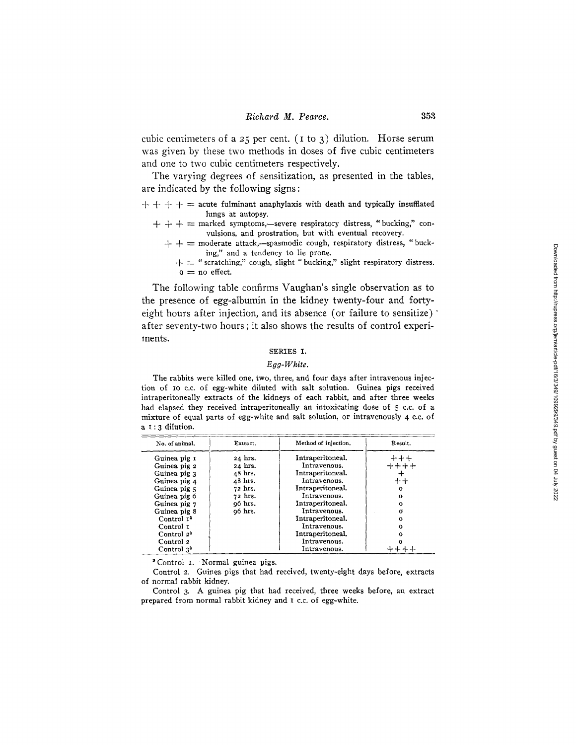cubic centimeters of a 25 per cent. (1 to 3) dilution. Horse serum was given by these two methods in doses of five cubic centimeters and one to two cubic centimeters respectively.

The varying degrees of sensitization, as presented in the tables, are indicated by the following signs:

+ + + + = acute fulminant anaphylaxis with death and typically insufflated lungs at autopsy.

+ + + = marked symptoms,—severe respiratory distress, "bucking," convulsions, and prostration, but with eventual recovery.

+ + = moderate attack,—spasmodic cough, respiratory distress, "bucking," and a tendency to lie prone.

+ = "scratching," cough, slight "bucking," slight respiratory distress.

0 = no effect.

The following table confirms Vaughan's single observation as to the presence of egg-albumin in the kidney twenty-four and forty-eight hours after injection, and its absence (or failure to sensitize) after seventy-two hours; it also shows the results of control experiments.

SERIES I.

*Egg-White.*

The rabbits were killed one, two, three, and four days after intravenous injection of 10 c.c. of egg-white diluted with salt solution. Guinea pigs received intraperitoneally extracts of the kidneys of each rabbit, and after three weeks had elapsed they received intraperitoneally an intoxicating dose of 5 c.c. of a mixture of equal parts of egg-white and salt solution, or intravenously 4 c.c. of a 1 : 3 dilution.

| No. of animal. | Extract. | Method of injection. | Result. |
|---|---|---|---|
| Guinea pig 1 | 24 hrs. | Intraperitoneal. | +++ |
| Guinea pig 2 | 24 hrs. | Intravenous. | ++++ |
| Guinea pig 3 | 48 hrs. | Intraperitoneal. | + |
| Guinea pig 4 | 48 hrs. | Intravenous. | ++ |
| Guinea pig 5 | 72 hrs. | Intraperitoneal. | 0 |
| Guinea pig 6 | 72 hrs. | Intravenous. | 0 |
| Guinea pig 7 | 96 hrs. | Intraperitoneal. | 0 |
| Guinea pig 8 | 96 hrs. | Intravenous. | 0 |
| Control 1[3] | | Intraperitoneal. | 0 |
| Control 1 | | Intravenous. | 0 |
| Control 2[3] | | Intraperitoneal. | 0 |
| Control 2 | | Intravenous. | 0 |
| Control 3[3] | | Intravenous. | ++++ |

[3] Control 1. Normal guinea pigs.

Control 2. Guinea pigs that had received, twenty-eight days before, extracts of normal rabbit kidney.

Control 3. A guinea pig that had received, three weeks before, an extract prepared from normal rabbit kidney and 1 c.c. of egg-white.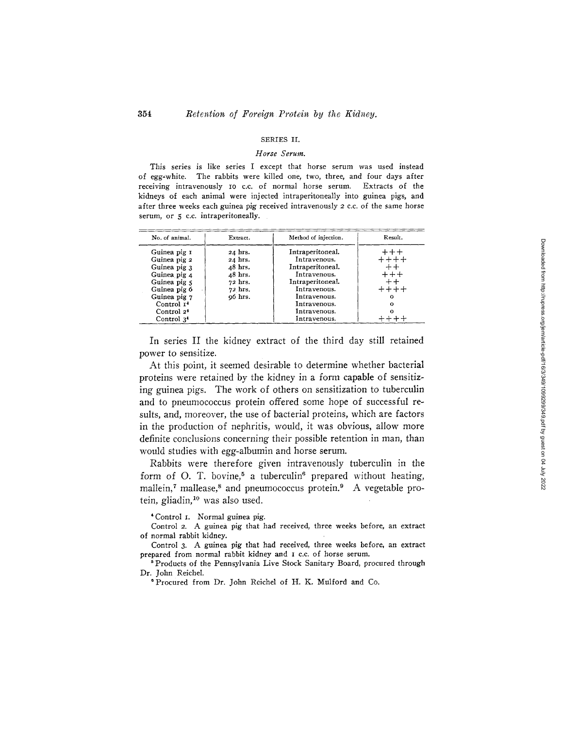### SERIES II.

#### *Horse Serum.*

This series is like series I except that horse serum was used instead of egg-white. The rabbits were killed one, two, three, and four days after receiving intravenously 10 c.c. of normal horse serum. Extracts of the kidneys of each animal were injected intraperitoneally into guinea pigs, and after three weeks each guinea pig received intravenously 2 c.c. of the same horse serum, or 5 c.c. intraperitoneally.

| No. of animal. | Extract. | Method of injection. | Result. |
|---|---|---|---|
| Guinea pig 1 | 24 hrs. | Intraperitoneal. | +++ |
| Guinea pig 2 | 24 hrs. | Intravenous. | ++++ |
| Guinea pig 3 | 48 hrs. | Intraperitoneal. | ++ |
| Guinea pig 4 | 48 hrs. | Intravenous. | +++ |
| Guinea pig 5 | 72 hrs. | Intraperitoneal. | ++ |
| Guinea pig 6 | 72 hrs. | Intravenous. | ++++ |
| Guinea pig 7 | 96 hrs. | Intravenous. | o |
| Control 1[4] | | Intravenous. | o |
| Control 2[4] | | Intravenous. | o |
| Control 3[4] | | Intravenous. | ++++ |

In series II the kidney extract of the third day still retained power to sensitize.

At this point, it seemed desirable to determine whether bacterial proteins were retained by the kidney in a form capable of sensitizing guinea pigs. The work of others on sensitization to tuberculin and to pneumococcus protein offered some hope of successful results, and, moreover, the use of bacterial proteins, which are factors in the production of nephritis, would, it was obvious, allow more definite conclusions concerning their possible retention in man, than would studies with egg-albumin and horse serum.

Rabbits were therefore given intravenously tuberculin in the form of O. T. bovine,[5] a tuberculin[6] prepared without heating, mallein,[7] mallease,[8] and pneumococcus protein.[9] A vegetable protein, gliadin,[10] was also used.

[4] Control 1. Normal guinea pig.

Control 2. A guinea pig that had received, three weeks before, an extract of normal rabbit kidney.

Control 3. A guinea pig that had received, three weeks before, an extract prepared from normal rabbit kidney and 1 c.c. of horse serum.

[5] Products of the Pennsylvania Live Stock Sanitary Board, procured through Dr. John Reichel.

[6] Procured from Dr. John Reichel of H. K. Mulford and Co.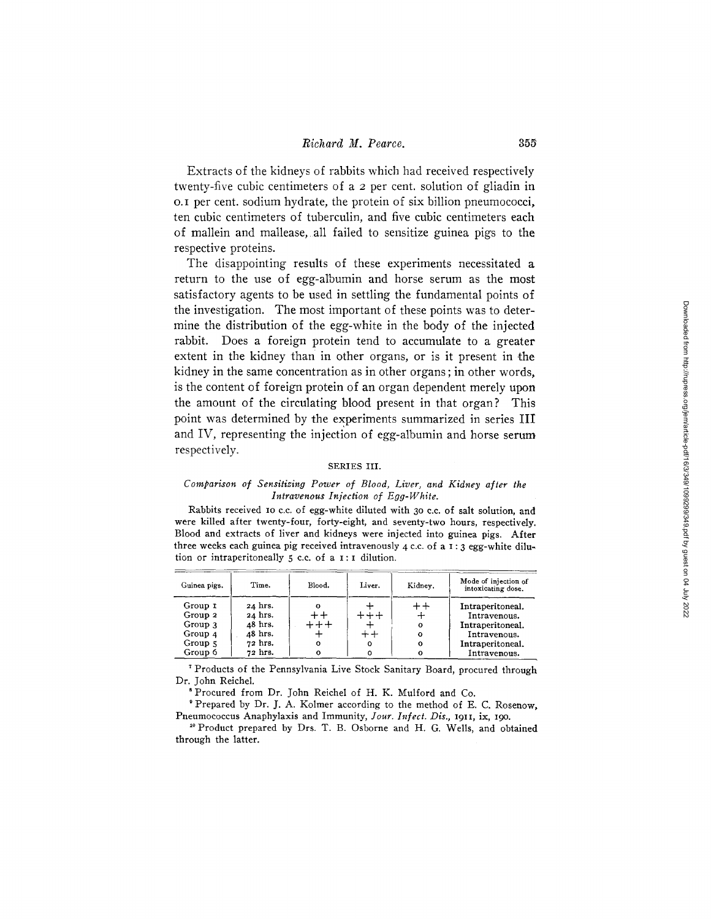Extracts of the kidneys of rabbits which had received respectively twenty-five cubic centimeters of a 2 per cent. solution of gliadin in 0.1 per cent. sodium hydrate, the protein of six billion pneumococci, ten cubic centimeters of tuberculin, and five cubic centimeters each of mallein and mallease, all failed to sensitize guinea pigs to the respective proteins.

The disappointing results of these experiments necessitated a return to the use of egg-albumin and horse serum as the most satisfactory agents to be used in settling the fundamental points of the investigation. The most important of these points was to determine the distribution of the egg-white in the body of the injected rabbit. Does a foreign protein tend to accumulate to a greater extent in the kidney than in other organs, or is it present in the kidney in the same concentration as in other organs; in other words, is the content of foreign protein of an organ dependent merely upon the amount of the circulating blood present in that organ? This point was determined by the experiments summarized in series III and IV, representing the injection of egg-albumin and horse serum respectively.

### SERIES III.

*Comparison of Sensitizing Power of Blood, Liver, and Kidney after the Intravenous Injection of Egg-White.*

Rabbits received 10 c.c. of egg-white diluted with 30 c.c. of salt solution, and were killed after twenty-four, forty-eight, and seventy-two hours, respectively. Blood and extracts of liver and kidneys were injected into guinea pigs. After three weeks each guinea pig received intravenously 4 c.c. of a 1 : 3 egg-white dilution or intraperitoneally 5 c.c. of a 1 : 1 dilution.

| Guinea pigs. | Time. | Blood. | Liver. | Kidney. | Mode of injection of intoxicating dose. |
|---|---|---|---|---|---|
| Group 1 | 24 hrs. | 0 | + | ++ | Intraperitoneal. |
| Group 2 | 24 hrs. | ++ | +++ | + | Intravenous. |
| Group 3 | 48 hrs. | +++ | + | 0 | Intraperitoneal. |
| Group 4 | 48 hrs. | + | ++ | 0 | Intravenous. |
| Group 5 | 72 hrs. | 0 | 0 | 0 | Intraperitoneal. |
| Group 6 | 72 hrs. | 0 | 0 | 0 | Intravenous. |

[7] Products of the Pennsylvania Live Stock Sanitary Board, procured through Dr. John Reichel.

[8] Procured from Dr. John Reichel of H. K. Mulford and Co.

[9] Prepared by Dr. J. A. Kolmer according to the method of E. C. Rosenow, Pneumococcus Anaphylaxis and Immunity, *Jour. Infect. Dis.*, 1911, ix, 190.

[10] Product prepared by Drs. T. B. Osborne and H. G. Wells, and obtained through the latter.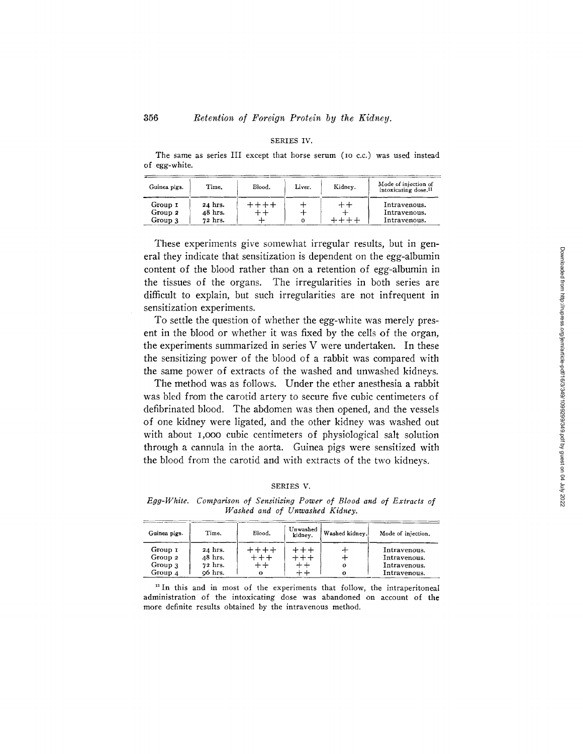SERIES IV.

The same as series III except that horse serum (10 c.c.) was used instead of egg-white.

| Guinea pigs. | Time. | Blood. | Liver. | Kidney. | Mode of injection of intoxicating dose.[11] |
|---|---|---|---|---|---|
| Group 1 | 24 hrs. | ++++ | + | ++ | Intravenous. |
| Group 2 | 48 hrs. | ++ | + | + | Intravenous. |
| Group 3 | 72 hrs. | + | 0 | ++++ | Intravenous. |

These experiments give somewhat irregular results, but in general they indicate that sensitization is dependent on the egg-albumin content of the blood rather than on a retention of egg-albumin in the tissues of the organs. The irregularities in both series are difficult to explain, but such irregularities are not infrequent in sensitization experiments.

To settle the question of whether the egg-white was merely present in the blood or whether it was fixed by the cells of the organ, the experiments summarized in series V were undertaken. In these the sensitizing power of the blood of a rabbit was compared with the same power of extracts of the washed and unwashed kidneys.

The method was as follows. Under the ether anesthesia a rabbit was bled from the carotid artery to secure five cubic centimeters of defibrinated blood. The abdomen was then opened, and the vessels of one kidney were ligated, and the other kidney was washed out with about 1,000 cubic centimeters of physiological salt solution through a cannula in the aorta. Guinea pigs were sensitized with the blood from the carotid and with extracts of the two kidneys.

SERIES V.

*Egg-White. Comparison of Sensitizing Power of Blood and of Extracts of Washed and of Unwashed Kidney.*

| Guinea pigs. | Time. | Blood. | Unwashed kidney. | Washed kidney. | Mode of injection. |
|---|---|---|---|---|---|
| Group 1 | 24 hrs. | ++++ | +++ | + | Intravenous. |
| Group 2 | 48 hrs. | +++ | +++ | + | Intravenous. |
| Group 3 | 72 hrs. | ++ | ++ | 0 | Intravenous. |
| Group 4 | 96 hrs. | 0 | ++ | 0 | Intravenous. |

[11] In this and in most of the experiments that follow, the intraperitoneal administration of the intoxicating dose was abandoned on account of the more definite results obtained by the intravenous method.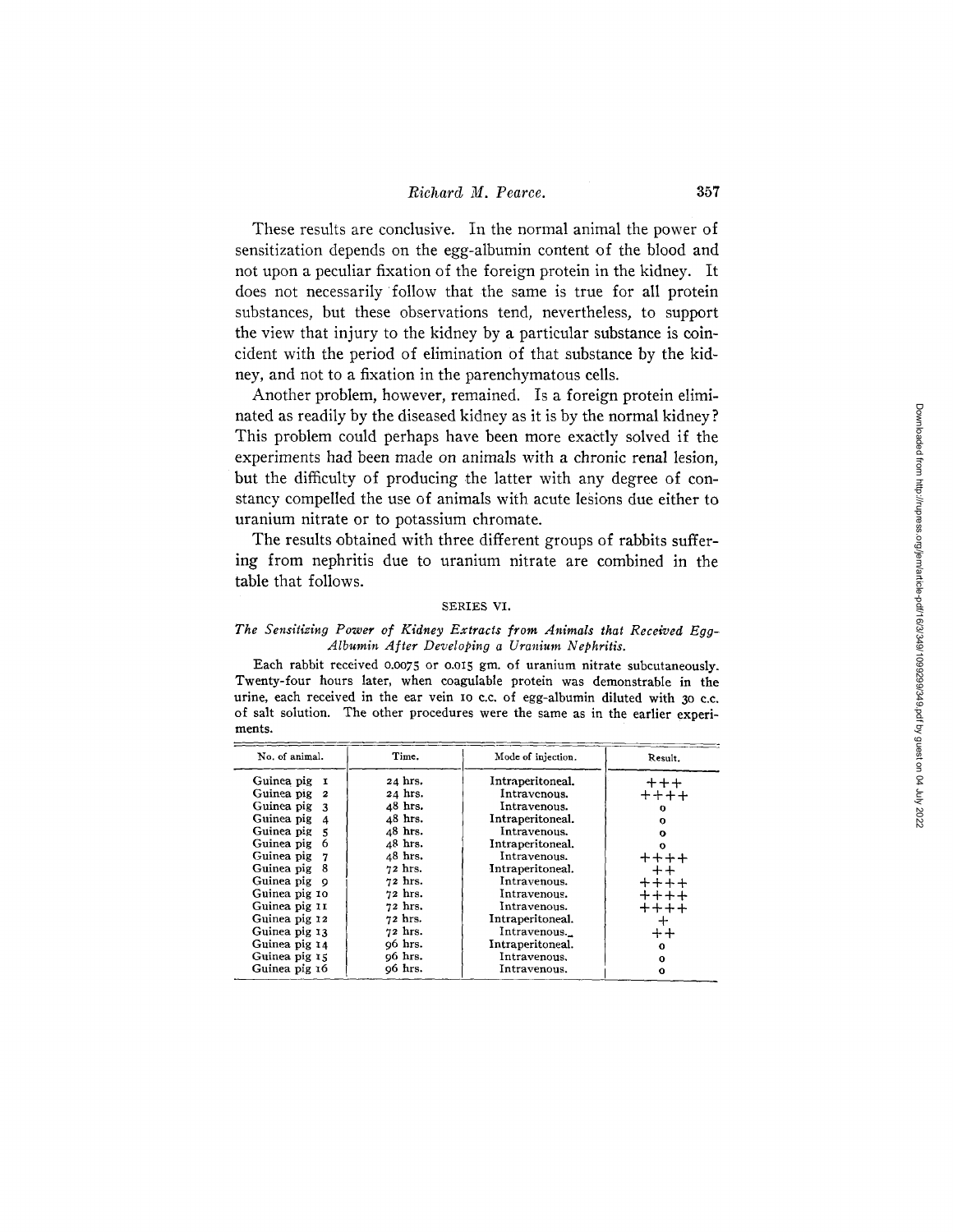These results are conclusive. In the normal animal the power of sensitization depends on the egg-albumin content of the blood and not upon a peculiar fixation of the foreign protein in the kidney. It does not necessarily follow that the same is true for all protein substances, but these observations tend, nevertheless, to support the view that injury to the kidney by a particular substance is coincident with the period of elimination of that substance by the kidney, and not to a fixation in the parenchymatous cells.

Another problem, however, remained. Is a foreign protein eliminated as readily by the diseased kidney as it is by the normal kidney? This problem could perhaps have been more exactly solved if the experiments had been made on animals with a chronic renal lesion, but the difficulty of producing the latter with any degree of constancy compelled the use of animals with acute lesions due either to uranium nitrate or to potassium chromate.

The results obtained with three different groups of rabbits suffering from nephritis due to uranium nitrate are combined in the table that follows.

SERIES VI.

*The Sensitizing Power of Kidney Extracts from Animals that Received Egg-Albumin After Developing a Uranium Nephritis.*

Each rabbit received 0.0075 or 0.015 gm. of uranium nitrate subcutaneously. Twenty-four hours later, when coagulable protein was demonstrable in the urine, each received in the ear vein 10 c.c. of egg-albumin diluted with 30 c.c. of salt solution. The other procedures were the same as in the earlier experiments.

| No. of animal. | Time. | Mode of injection. | Result. |
|---|---|---|---|
| Guinea pig 1 | 24 hrs. | Intraperitoneal. | +++ |
| Guinea pig 2 | 24 hrs. | Intravenous. | ++++ |
| Guinea pig 3 | 48 hrs. | Intravenous. | 0 |
| Guinea pig 4 | 48 hrs. | Intraperitoneal. | 0 |
| Guinea pig 5 | 48 hrs. | Intravenous. | 0 |
| Guinea pig 6 | 48 hrs. | Intraperitoneal. | 0 |
| Guinea pig 7 | 48 hrs. | Intravenous. | ++++ |
| Guinea pig 8 | 72 hrs. | Intraperitoneal. | ++ |
| Guinea pig 9 | 72 hrs. | Intravenous. | ++++ |
| Guinea pig 10 | 72 hrs. | Intravenous. | ++++ |
| Guinea pig 11 | 72 hrs. | Intravenous. | ++++ |
| Guinea pig 12 | 72 hrs. | Intraperitoneal. | + |
| Guinea pig 13 | 72 hrs. | Intravenous. | ++ |
| Guinea pig 14 | 96 hrs. | Intraperitoneal. | 0 |
| Guinea pig 15 | 96 hrs. | Intravenous. | 0 |
| Guinea pig 16 | 96 hrs. | Intravenous. | 0 |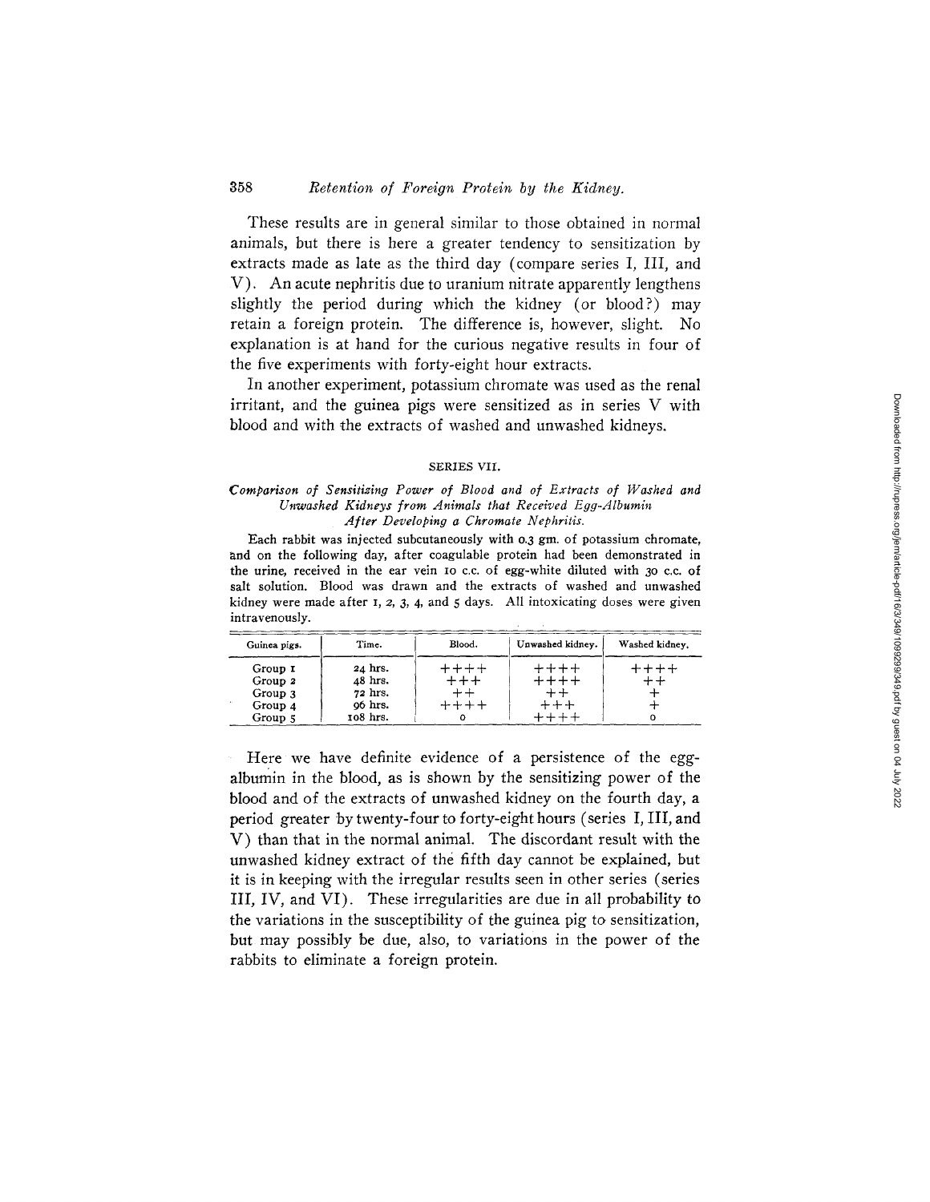These results are in general similar to those obtained in normal animals, but there is here a greater tendency to sensitization by extracts made as late as the third day (compare series I, III, and V). An acute nephritis due to uranium nitrate apparently lengthens slightly the period during which the kidney (or blood?) may retain a foreign protein. The difference is, however, slight. No explanation is at hand for the curious negative results in four of the five experiments with forty-eight hour extracts.

In another experiment, potassium chromate was used as the renal irritant, and the guinea pigs were sensitized as in series V with blood and with the extracts of washed and unwashed kidneys.

### SERIES VII.

*Comparison of Sensitizing Power of Blood and of Extracts of Washed and Unwashed Kidneys from Animals that Received Egg-Albumin After Developing a Chromate Nephritis.*

Each rabbit was injected subcutaneously with 0.3 gm. of potassium chromate, and on the following day, after coagulable protein had been demonstrated in the urine, received in the ear vein 10 c.c. of egg-white diluted with 30 c.c. of salt solution. Blood was drawn and the extracts of washed and unwashed kidney were made after 1, 2, 3, 4, and 5 days. All intoxicating doses were given intravenously.

| Guinea pigs. | Time. | Blood. | Unwashed kidney. | Washed kidney. |
|---|---|---|---|---|
| Group 1 | 24 hrs. | ++++ | ++++ | ++++ |
| Group 2 | 48 hrs. | +++ | ++++ | ++ |
| Group 3 | 72 hrs. | ++ | ++ | + |
| Group 4 | 96 hrs. | ++++ | +++ | + |
| Group 5 | 108 hrs. | 0 | ++++ | 0 |

Here we have definite evidence of a persistence of the egg-albumin in the blood, as is shown by the sensitizing power of the blood and of the extracts of unwashed kidney on the fourth day, a period greater by twenty-four to forty-eight hours (series I, III, and V) than that in the normal animal. The discordant result with the unwashed kidney extract of the fifth day cannot be explained, but it is in keeping with the irregular results seen in other series (series III, IV, and VI). These irregularities are due in all probability to the variations in the susceptibility of the guinea pig to sensitization, but may possibly be due, also, to variations in the power of the rabbits to eliminate a foreign protein.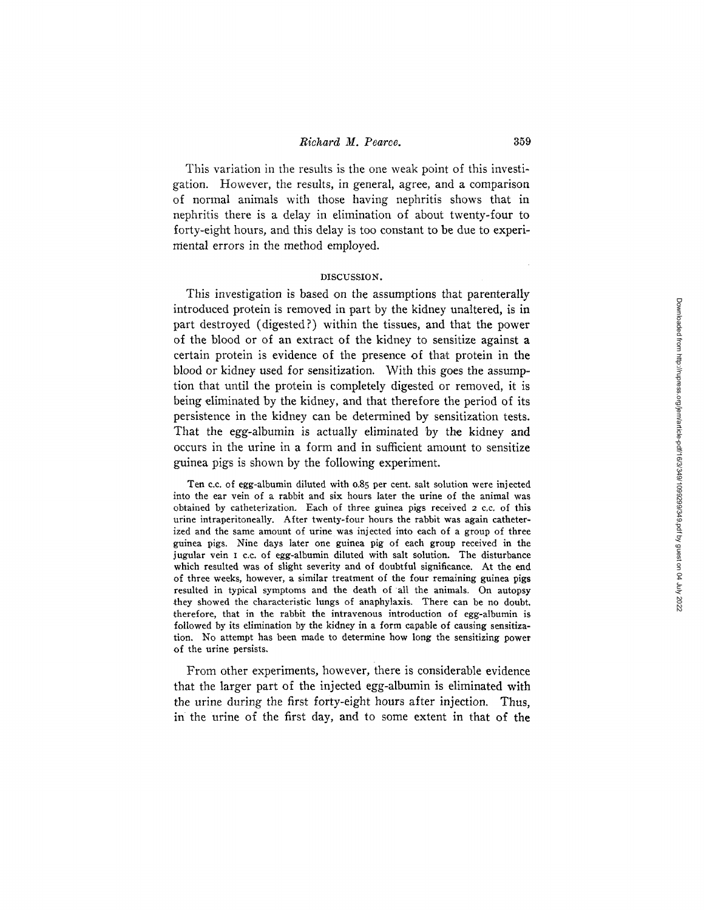This variation in the results is the one weak point of this investigation. However, the results, in general, agree, and a comparison of normal animals with those having nephritis shows that in nephritis there is a delay in elimination of about twenty-four to forty-eight hours, and this delay is too constant to be due to experimental errors in the method employed.

## DISCUSSION.

This investigation is based on the assumptions that parenterally introduced protein is removed in part by the kidney unaltered, is in part destroyed (digested?) within the tissues, and that the power of the blood or of an extract of the kidney to sensitize against a certain protein is evidence of the presence of that protein in the blood or kidney used for sensitization. With this goes the assumption that until the protein is completely digested or removed, it is being eliminated by the kidney, and that therefore the period of its persistence in the kidney can be determined by sensitization tests. That the egg-albumin is actually eliminated by the kidney and occurs in the urine in a form and in sufficient amount to sensitize guinea pigs is shown by the following experiment.

Ten c.c. of egg-albumin diluted with 0.85 per cent. salt solution were injected into the ear vein of a rabbit and six hours later the urine of the animal was obtained by catheterization. Each of three guinea pigs received 2 c.c. of this urine intraperitoneally. After twenty-four hours the rabbit was again catheterized and the same amount of urine was injected into each of a group of three guinea pigs. Nine days later one guinea pig of each group received in the jugular vein 1 c.c. of egg-albumin diluted with salt solution. The disturbance which resulted was of slight severity and of doubtful significance. At the end of three weeks, however, a similar treatment of the four remaining guinea pigs resulted in typical symptoms and the death of all the animals. On autopsy they showed the characteristic lungs of anaphylaxis. There can be no doubt, therefore, that in the rabbit the intravenous introduction of egg-albumin is followed by its elimination by the kidney in a form capable of causing sensitization. No attempt has been made to determine how long the sensitizing power of the urine persists.

From other experiments, however, there is considerable evidence that the larger part of the injected egg-albumin is eliminated with the urine during the first forty-eight hours after injection. Thus, in the urine of the first day, and to some extent in that of the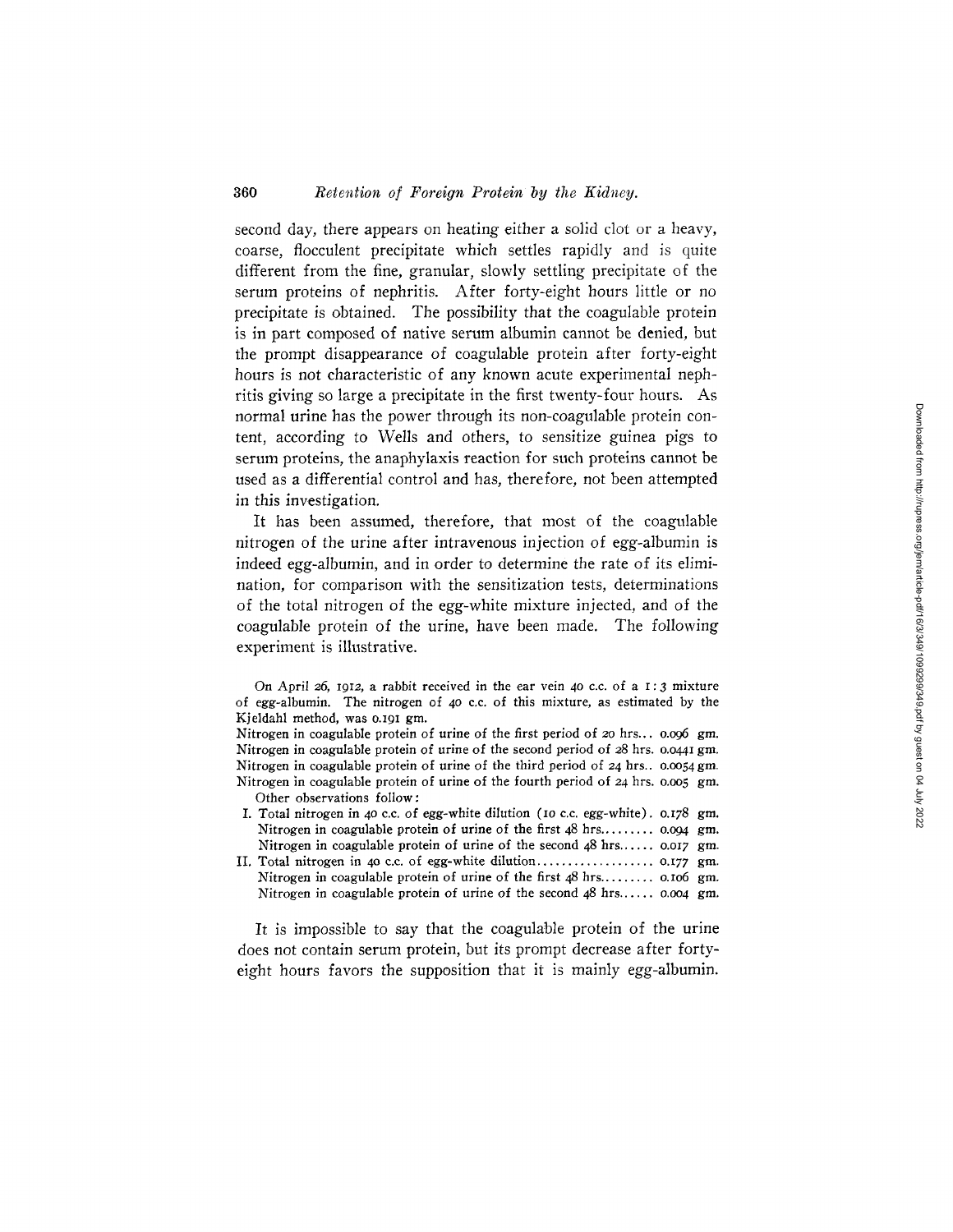second day, there appears on heating either a solid clot or a heavy, coarse, flocculent precipitate which settles rapidly and is quite different from the fine, granular, slowly settling precipitate of the serum proteins of nephritis. After forty-eight hours little or no precipitate is obtained. The possibility that the coagulable protein is in part composed of native serum albumin cannot be denied, but the prompt disappearance of coagulable protein after forty-eight hours is not characteristic of any known acute experimental nephritis giving so large a precipitate in the first twenty-four hours. As normal urine has the power through its non-coagulable protein content, according to Wells and others, to sensitize guinea pigs to serum proteins, the anaphylaxis reaction for such proteins cannot be used as a differential control and has, therefore, not been attempted in this investigation.

It has been assumed, therefore, that most of the coagulable nitrogen of the urine after intravenous injection of egg-albumin is indeed egg-albumin, and in order to determine the rate of its elimination, for comparison with the sensitization tests, determinations of the total nitrogen of the egg-white mixture injected, and of the coagulable protein of the urine, have been made. The following experiment is illustrative.

On April 26, 1912, a rabbit received in the ear vein 40 c.c. of a 1:3 mixture of egg-albumin. The nitrogen of 40 c.c. of this mixture, as estimated by the Kjeldahl method, was 0.191 gm.

Nitrogen in coagulable protein of urine of the first period of 20 hrs... 0.096 gm.
Nitrogen in coagulable protein of urine of the second period of 28 hrs. 0.0441 gm.
Nitrogen in coagulable protein of urine of the third period of 24 hrs.. 0.0054 gm.
Nitrogen in coagulable protein of urine of the fourth period of 24 hrs. 0.005 gm.

Other observations follow:

I. Total nitrogen in 40 c.c. of egg-white dilution (10 c.c. egg-white). 0.178 gm.
Nitrogen in coagulable protein of urine of the first 48 hrs......... 0.094 gm.
Nitrogen in coagulable protein of urine of the second 48 hrs...... 0.017 gm.

II. Total nitrogen in 40 c.c. of egg-white dilution.................... 0.177 gm.
Nitrogen in coagulable protein of urine of the first 48 hrs......... 0.106 gm.
Nitrogen in coagulable protein of urine of the second 48 hrs...... 0.004 gm.

It is impossible to say that the coagulable protein of the urine does not contain serum protein, but its prompt decrease after forty-eight hours favors the supposition that it is mainly egg-albumin.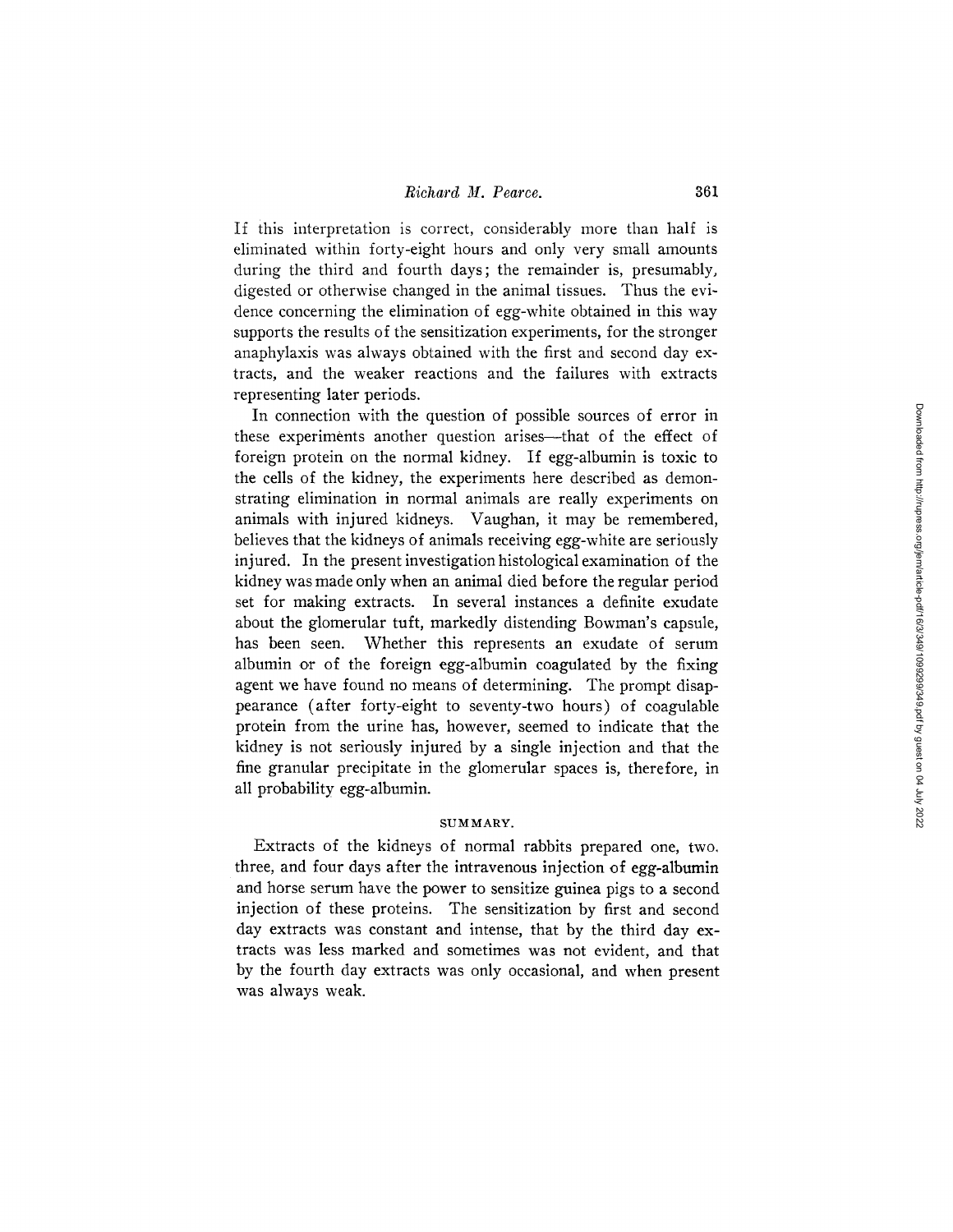If this interpretation is correct, considerably more than half is eliminated within forty-eight hours and only very small amounts during the third and fourth days; the remainder is, presumably, digested or otherwise changed in the animal tissues. Thus the evidence concerning the elimination of egg-white obtained in this way supports the results of the sensitization experiments, for the stronger anaphylaxis was always obtained with the first and second day extracts, and the weaker reactions and the failures with extracts representing later periods.

In connection with the question of possible sources of error in these experiments another question arises—that of the effect of foreign protein on the normal kidney. If egg-albumin is toxic to the cells of the kidney, the experiments here described as demonstrating elimination in normal animals are really experiments on animals with injured kidneys. Vaughan, it may be remembered, believes that the kidneys of animals receiving egg-white are seriously injured. In the present investigation histological examination of the kidney was made only when an animal died before the regular period set for making extracts. In several instances a definite exudate about the glomerular tuft, markedly distending Bowman's capsule, has been seen. Whether this represents an exudate of serum albumin or of the foreign egg-albumin coagulated by the fixing agent we have found no means of determining. The prompt disappearance (after forty-eight to seventy-two hours) of coagulable protein from the urine has, however, seemed to indicate that the kidney is not seriously injured by a single injection and that the fine granular precipitate in the glomerular spaces is, therefore, in all probability egg-albumin.

## SUMMARY.

Extracts of the kidneys of normal rabbits prepared one, two, three, and four days after the intravenous injection of egg-albumin and horse serum have the power to sensitize guinea pigs to a second injection of these proteins. The sensitization by first and second day extracts was constant and intense, that by the third day extracts was less marked and sometimes was not evident, and that by the fourth day extracts was only occasional, and when present was always weak.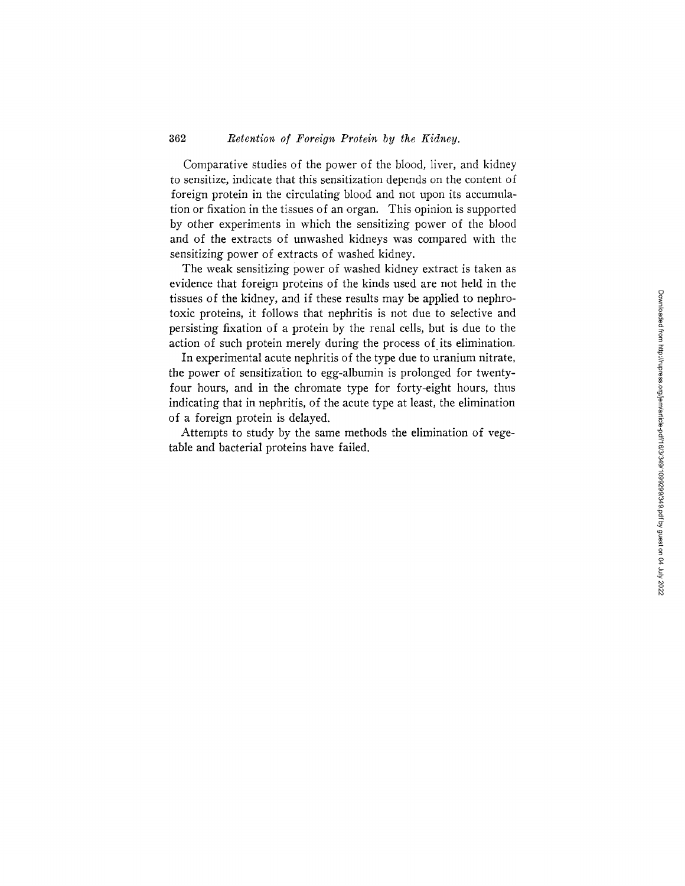Comparative studies of the power of the blood, liver, and kidney to sensitize, indicate that this sensitization depends on the content of foreign protein in the circulating blood and not upon its accumulation or fixation in the tissues of an organ. This opinion is supported by other experiments in which the sensitizing power of the blood and of the extracts of unwashed kidneys was compared with the sensitizing power of extracts of washed kidney.

The weak sensitizing power of washed kidney extract is taken as evidence that foreign proteins of the kinds used are not held in the tissues of the kidney, and if these results may be applied to nephrotoxic proteins, it follows that nephritis is not due to selective and persisting fixation of a protein by the renal cells, but is due to the action of such protein merely during the process of its elimination.

In experimental acute nephritis of the type due to uranium nitrate, the power of sensitization to egg-albumin is prolonged for twenty-four hours, and in the chromate type for forty-eight hours, thus indicating that in nephritis, of the acute type at least, the elimination of a foreign protein is delayed.

Attempts to study by the same methods the elimination of vegetable and bacterial proteins have failed.